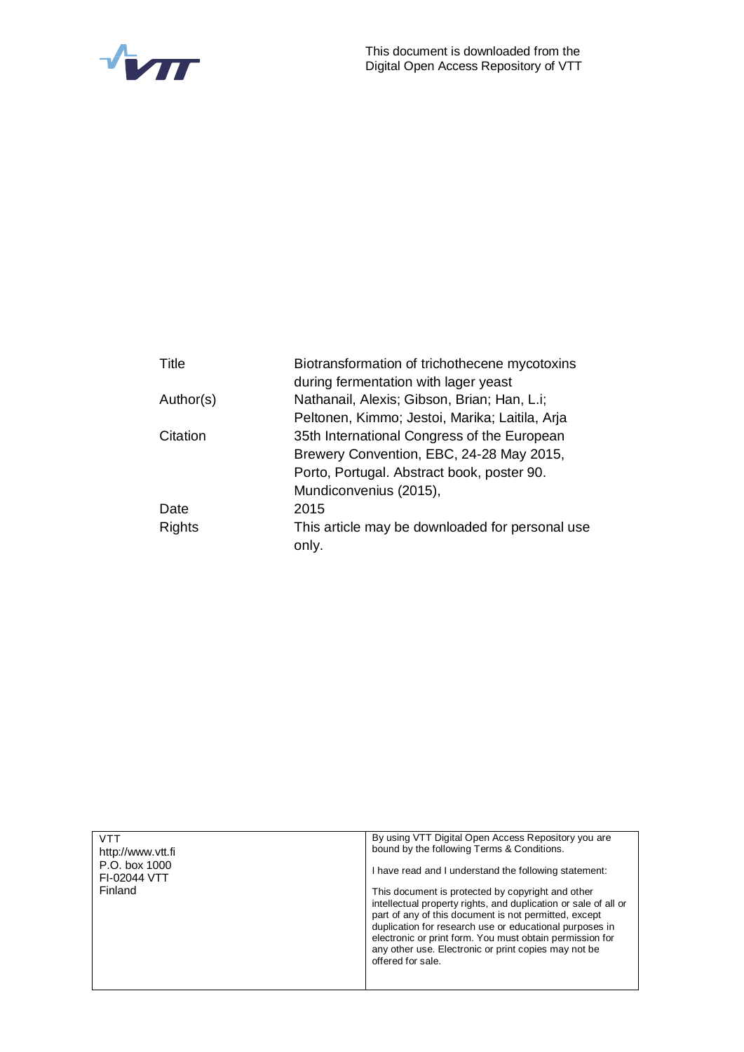This document is downloaded from the Digital Open Access Repository of VTT

| | |
|---|---|
| Title | Biotransformation of trichothecene mycotoxins during fermentation with lager yeast |
| Author(s) | Nathanail, Alexis; Gibson, Brian; Han, L.i; Peltonen, Kimmo; Jestoi, Marika; Laitila, Arja |
| Citation | 35th International Congress of the European Brewery Convention, EBC, 24-28 May 2015, Porto, Portugal. Abstract book, poster 90. Mundiconvenius (2015), |
| Date | 2015 |
| Rights | This article may be downloaded for personal use only. |

| | |
|---|---|
| VTT<br>http://www.vtt.fi<br>P.O. box 1000<br>FI-02044 VTT<br>Finland | By using VTT Digital Open Access Repository you are bound by the following Terms & Conditions.<br><br>I have read and I understand the following statement:<br><br>This document is protected by copyright and other intellectual property rights, and duplication or sale of all or part of any of this document is not permitted, except duplication for research use or educational purposes in electronic or print form. You must obtain permission for any other use. Electronic or print copies may not be offered for sale. |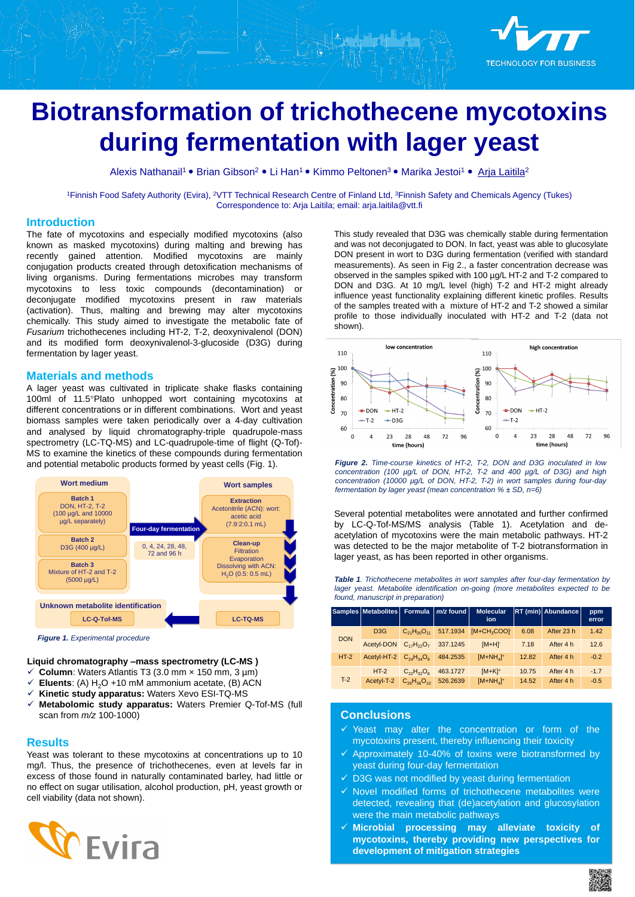# Biotransformation of trichothecene mycotoxins during fermentation with lager yeast

Alexis Nathanail[1] • Brian Gibson[2] • Li Han[1] • Kimmo Peltonen[3] • Marika Jestoi[1] • Arja Laitila[2]

[1]Finnish Food Safety Authority (Evira), [2]VTT Technical Research Centre of Finland Ltd, [3]Finnish Safety and Chemicals Agency (Tukes)
Correspondence to: Arja Laitila; email: arja.laitila@vtt.fi

## Introduction

The fate of mycotoxins and especially modified mycotoxins (also known as masked mycotoxins) during malting and brewing has recently gained attention. Modified mycotoxins are mainly conjugation products created through detoxification mechanisms of living organisms. During fermentations microbes may transform mycotoxins to less toxic compounds (decontamination) or deconjugate modified mycotoxins present in raw materials (activation). Thus, malting and brewing may alter mycotoxins chemically. This study aimed to investigate the metabolic fate of *Fusarium* trichothecenes including HT-2, T-2, deoxynivalenol (DON) and its modified form deoxynivalenol-3-glucoside (D3G) during fermentation by lager yeast.

## Materials and methods

A lager yeast was cultivated in triplicate shake flasks containing 100ml of 11.5°Plato unhopped wort containing mycotoxins at different concentrations or in different combinations. Wort and yeast biomass samples were taken periodically over a 4-day cultivation and analysed by liquid chromatography-triple quadrupole-mass spectrometry (LC-TQ-MS) and LC-quadrupole-time of flight (Q-Tof)-MS to examine the kinetics of these compounds during fermentation and potential metabolic products formed by yeast cells (Fig. 1).

Wort medium

Batch 1
DON, HT-2, T-2
(100 µg/L and 10000 µg/L separately)

Batch 2
D3G (400 µg/L)

Batch 3
Mixture of HT-2 and T-2
(5000 µg/L)

Four-day fermentation

0, 4, 24, 28, 48, 72 and 96 h

Wort samples

Extraction
Acetonitrile (ACN): wort: acetic acid
(7.9:2:0.1 mL)

Clean-up
Filtration
Evaporation
Dissolving with ACN: $H_2O$ (0.5: 0.5 mL)

LC-TQ-MS

Unknown metabolite identification

LC-Q-Tof-MS

*Figure 1.* Experimental procedure

### Liquid chromatography –mass spectrometry (LC-MS )

- **Column**: Waters Atlantis T3 (3.0 mm × 150 mm, 3 µm)
- **Eluents**: (A) $H_2O$ +10 mM ammonium acetate, (B) ACN
- **Kinetic study apparatus:** Waters Xevo ESI-TQ-MS
- **Metabolomic study apparatus:** Waters Premier Q-Tof-MS (full scan from *m/z* 100-1000)

## Results

Yeast was tolerant to these mycotoxins at concentrations up to 10 mg/l. Thus, the presence of trichothecenes, even at levels far in excess of those found in naturally contaminated barley, had little or no effect on sugar utilisation, alcohol production, pH, yeast growth or cell viability (data not shown).

This study revealed that D3G was chemically stable during fermentation and was not deconjugated to DON. In fact, yeast was able to glucosylate DON present in wort to D3G during fermentation (verified with standard measurements). As seen in Fig 2., a faster concentration decrease was observed in the samples spiked with 100 µg/L HT-2 and T-2 compared to DON and D3G. At 10 mg/L level (high) T-2 and HT-2 might already influence yeast functionality explaining different kinetic profiles. Results of the samples treated with a mixture of HT-2 and T-2 showed a similar profile to those individually inoculated with HT-2 and T-2 (data not shown).

low concentration
Concentration (%)
110
100
90
80
70
60
0 4 23 28 48 72 96
time (hours)
DON, HT-2, T-2, D3G

high concentration
Concentration (%)
110
100
90
80
70
60
0 4 23 28 48 72 96
time (hours)
DON, HT-2, T-2

*Figure 2. Time-course kinetics of HT-2, T-2, DON and D3G inoculated in low concentration (100 µg/L of DON, HT-2, T-2 and 400 µg/L of D3G) and high concentration (10000 µg/L of DON, HT-2, T-2) in wort samples during four-day fermentation by lager yeast (mean concentration % ± SD, n=6)*

Several potential metabolites were annotated and further confirmed by LC-Q-Tof-MS/MS analysis (Table 1). Acetylation and de-acetylation of mycotoxins were the main metabolic pathways. HT-2 was detected to be the major metabolite of T-2 biotransformation in lager yeast, as has been reported in other organisms.

*Table 1. Trichothecene metabolites in wort samples after four-day fermentation by lager yeast. Metabolite identification on-going (more metabolites expected to be found, manuscript in preparation)*

| Samples | Metabolites | Formula | *m/z* found | Molecular ion | RT (min) | Abundance | ppm error |
|---|---|---|---|---|---|---|---|
| DON | D3G | $C_{21}H_{30}O_{11}$ | 517.1934 | $[M+CH_3COO]^-$ | 6.08 | After 23 h | 1.42 |
| | Acetyl-DON | $C_{17}H_{22}O_7$ | 337.1245 | $[M+H]^-$ | 7.18 | After 4 h | 12.6 |
| HT-2 | Acetyl-HT-2 | $C_{24}H_{34}O_9$ | 484.2535 | $[M+NH_4]^+$ | 12.82 | After 4 h | -0.2 |
| T-2 | HT-2 | $C_{22}H_{32}O_8$ | 463.1727 | $[M+K]^+$ | 10.75 | After 4 h | -1.7 |
| | Acetyl-T-2 | $C_{26}H_{36}O_{10}$ | 526.2639 | $[M+NH_4]^+$ | 14.52 | After 4 h | -0.5 |

## Conclusions

- Yeast may alter the concentration or form of the mycotoxins present, thereby influencing their toxicity
- Approximately 10-40% of toxins were biotransformed by yeast during four-day fermentation
- D3G was not modified by yeast during fermentation
- Novel modified forms of trichothecene metabolites were detected, revealing that (de)acetylation and glucosylation were the main metabolic pathways
- **Microbial processing may alleviate toxicity of mycotoxins, thereby providing new perspectives for development of mitigation strategies**